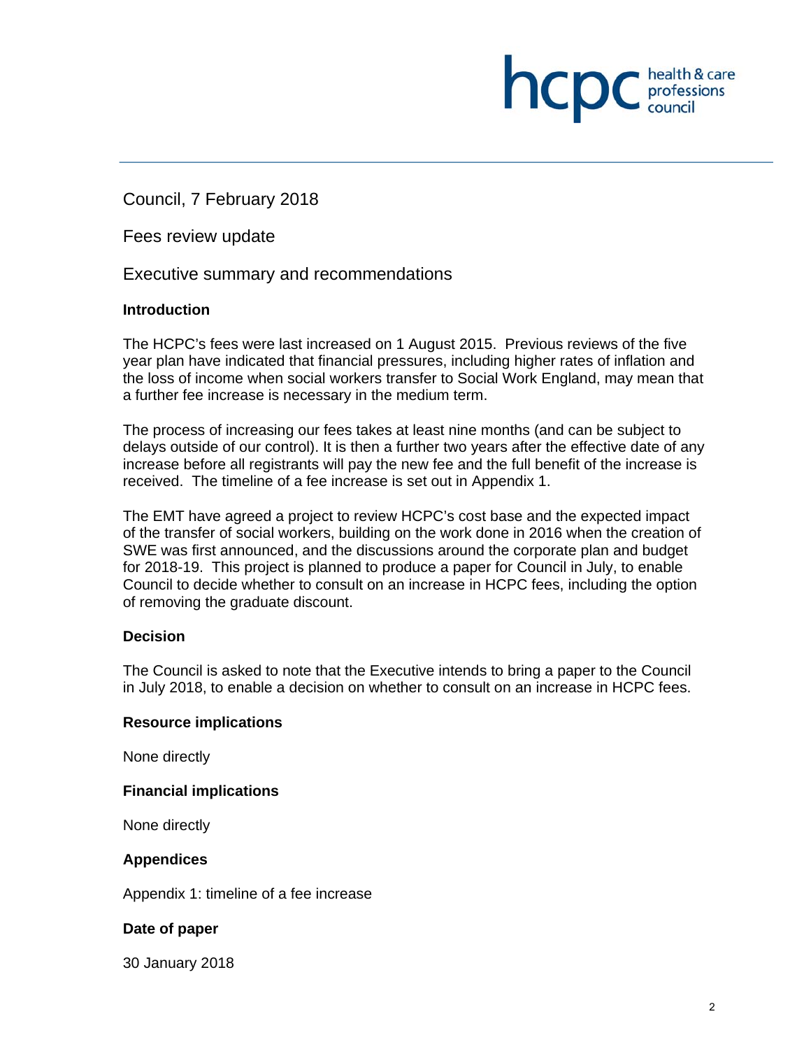Council, 7 February 2018

Fees review update

Executive summary and recommendations

**Introduction**

The HCPC's fees were last increased on 1 August 2015. Previous reviews of the five year plan have indicated that financial pressures, including higher rates of inflation and the loss of income when social workers transfer to Social Work England, may mean that a further fee increase is necessary in the medium term.

The process of increasing our fees takes at least nine months (and can be subject to delays outside of our control). It is then a further two years after the effective date of any increase before all registrants will pay the new fee and the full benefit of the increase is received. The timeline of a fee increase is set out in Appendix 1.

The EMT have agreed a project to review HCPC's cost base and the expected impact of the transfer of social workers, building on the work done in 2016 when the creation of SWE was first announced, and the discussions around the corporate plan and budget for 2018-19. This project is planned to produce a paper for Council in July, to enable Council to decide whether to consult on an increase in HCPC fees, including the option of removing the graduate discount.

**Decision**

The Council is asked to note that the Executive intends to bring a paper to the Council in July 2018, to enable a decision on whether to consult on an increase in HCPC fees.

**Resource implications**

None directly

**Financial implications**

None directly

**Appendices**

Appendix 1: timeline of a fee increase

**Date of paper**

30 January 2018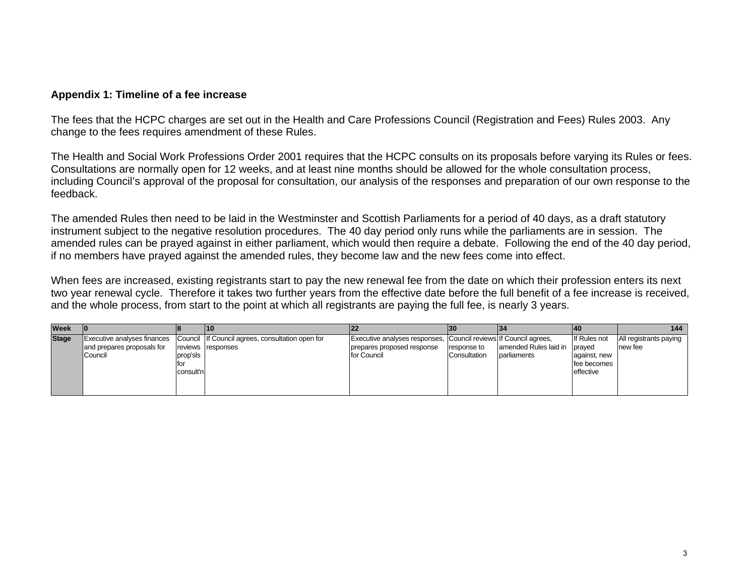**Appendix 1: Timeline of a fee increase**

The fees that the HCPC charges are set out in the Health and Care Professions Council (Registration and Fees) Rules 2003. Any change to the fees requires amendment of these Rules.

The Health and Social Work Professions Order 2001 requires that the HCPC consults on its proposals before varying its Rules or fees. Consultations are normally open for 12 weeks, and at least nine months should be allowed for the whole consultation process, including Council's approval of the proposal for consultation, our analysis of the responses and preparation of our own response to the feedback.

The amended Rules then need to be laid in the Westminster and Scottish Parliaments for a period of 40 days, as a draft statutory instrument subject to the negative resolution procedures. The 40 day period only runs while the parliaments are in session. The amended rules can be prayed against in either parliament, which would then require a debate. Following the end of the 40 day period, if no members have prayed against the amended rules, they become law and the new fees come into effect.

When fees are increased, existing registrants start to pay the new renewal fee from the date on which their profession enters its next two year renewal cycle. Therefore it takes two further years from the effective date before the full benefit of a fee increase is received, and the whole process, from start to the point at which all registrants are paying the full fee, is nearly 3 years.

| **Week** | **0** | **8** | **10** | **22** | **30** | **34** | **40** | **144** |
|---|---|---|---|---|---|---|---|---|
| **Stage** | Executive analyses finances and prepares proposals for Council | Council reviews prop'sls for consult'n | If Council agrees, consultation open for responses | Executive analyses responses, prepares proposed response for Council | Council reviews response to Consultation | If Council agrees, amended Rules laid in parliaments | If Rules not prayed against, new fee becomes effective | All registrants paying new fee |